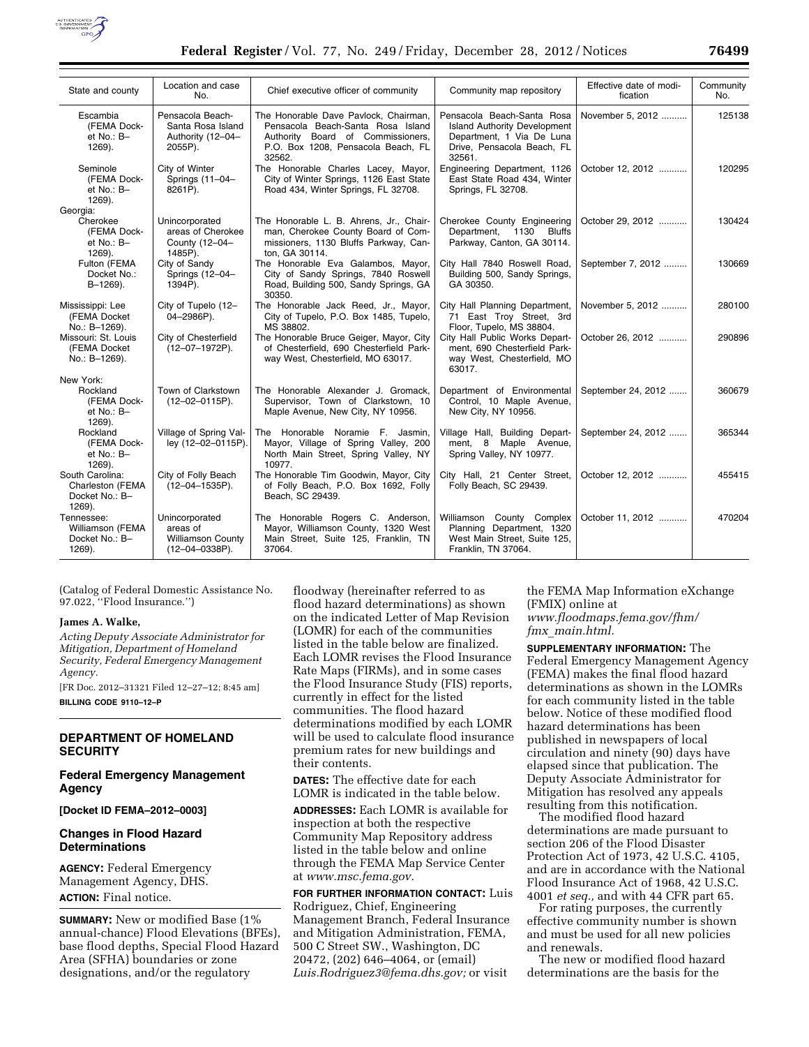| State and county | Location and case No. | Chief executive officer of community | Community map repository | Effective date of modification | Community No. |
|---|---|---|---|---|---|
| Escambia (FEMA Docket No.: B–1269). | Pensacola Beach-Santa Rosa Island Authority (12–04–2055P). | The Honorable Dave Pavlock, Chairman, Pensacola Beach-Santa Rosa Island Authority Board of Commissioners, P.O. Box 1208, Pensacola Beach, FL 32562. | Pensacola Beach-Santa Rosa Island Authority Development Department, 1 Via De Luna Drive, Pensacola Beach, FL 32561. | November 5, 2012 | 125138 |
| Seminole (FEMA Docket No.: B–1269). | City of Winter Springs (11–04–8261P). | The Honorable Charles Lacey, Mayor, City of Winter Springs, 1126 East State Road 434, Winter Springs, FL 32708. | Engineering Department, 1126 East State Road 434, Winter Springs, FL 32708. | October 12, 2012 | 120295 |
| Georgia: | | | | | |
| Cherokee (FEMA Docket No.: B–1269). | Unincorporated areas of Cherokee County (12–04–1485P). | The Honorable L. B. Ahrens, Jr., Chairman, Cherokee County Board of Commissioners, 1130 Bluffs Parkway, Canton, GA 30114. | Cherokee County Engineering Department, 1130 Bluffs Parkway, Canton, GA 30114. | October 29, 2012 | 130424 |
| Fulton (FEMA Docket No.: B–1269). | City of Sandy Springs (12–04–1394P). | The Honorable Eva Galambos, Mayor, City of Sandy Springs, 7840 Roswell Road, Building 500, Sandy Springs, GA 30350. | City Hall 7840 Roswell Road, Building 500, Sandy Springs, GA 30350. | September 7, 2012 | 130669 |
| Mississippi: Lee (FEMA Docket No.: B–1269). | City of Tupelo (12–04–2986P). | The Honorable Jack Reed, Jr., Mayor, City of Tupelo, P.O. Box 1485, Tupelo, MS 38802. | City Hall Planning Department, 71 East Troy Street, 3rd Floor, Tupelo, MS 38804. | November 5, 2012 | 280100 |
| Missouri: St. Louis (FEMA Docket No.: B–1269). | City of Chesterfield (12–07–1972P). | The Honorable Bruce Geiger, Mayor, City of Chesterfield, 690 Chesterfield Parkway West, Chesterfield, MO 63017. | City Hall Public Works Department, 690 Chesterfield Parkway West, Chesterfield, MO 63017. | October 26, 2012 | 290896 |
| New York: | | | | | |
| Rockland (FEMA Docket No.: B–1269). | Town of Clarkstown (12–02–0115P). | The Honorable Alexander J. Gromack, Supervisor, Town of Clarkstown, 10 Maple Avenue, New City, NY 10956. | Department of Environmental Control, 10 Maple Avenue, New City, NY 10956. | September 24, 2012 | 360679 |
| Rockland (FEMA Docket No.: B–1269). | Village of Spring Valley (12–02–0115P). | The Honorable Noramie F. Jasmin, Mayor, Village of Spring Valley, 200 North Main Street, Spring Valley, NY 10977. | Village Hall, Building Department, 8 Maple Avenue, Spring Valley, NY 10977. | September 24, 2012 | 365344 |
| South Carolina: Charleston (FEMA Docket No.: B–1269). | City of Folly Beach (12–04–1535P). | The Honorable Tim Goodwin, Mayor, City of Folly Beach, P.O. Box 1692, Folly Beach, SC 29439. | City Hall, 21 Center Street, Folly Beach, SC 29439. | October 12, 2012 | 455415 |
| Tennessee: Williamson (FEMA Docket No.: B–1269). | Unincorporated areas of Williamson County (12–04–0338P). | The Honorable Rogers C. Anderson, Mayor, Williamson County, 1320 West Main Street, Suite 125, Franklin, TN 37064. | Williamson County Complex Planning Department, 1320 West Main Street, Suite 125, Franklin, TN 37064. | October 11, 2012 | 470204 |

(Catalog of Federal Domestic Assistance No. 97.022, ''Flood Insurance.'')

**James A. Walke,**

*Acting Deputy Associate Administrator for Mitigation, Department of Homeland Security, Federal Emergency Management Agency.*

[FR Doc. 2012–31321 Filed 12–27–12; 8:45 am]

**BILLING CODE 9110–12–P**

## DEPARTMENT OF HOMELAND SECURITY

### Federal Emergency Management Agency

**[Docket ID FEMA–2012–0003]**

### Changes in Flood Hazard Determinations

**AGENCY:** Federal Emergency Management Agency, DHS.

**ACTION:** Final notice.

**SUMMARY:** New or modified Base (1% annual-chance) Flood Elevations (BFEs), base flood depths, Special Flood Hazard Area (SFHA) boundaries or zone designations, and/or the regulatory floodway (hereinafter referred to as flood hazard determinations) as shown on the indicated Letter of Map Revision (LOMR) for each of the communities listed in the table below are finalized. Each LOMR revises the Flood Insurance Rate Maps (FIRMs), and in some cases the Flood Insurance Study (FIS) reports, currently in effect for the listed communities. The flood hazard determinations modified by each LOMR will be used to calculate flood insurance premium rates for new buildings and their contents.

**DATES:** The effective date for each LOMR is indicated in the table below.

**ADDRESSES:** Each LOMR is available for inspection at both the respective Community Map Repository address listed in the table below and online through the FEMA Map Service Center at *www.msc.fema.gov.*

**FOR FURTHER INFORMATION CONTACT:** Luis Rodriguez, Chief, Engineering Management Branch, Federal Insurance and Mitigation Administration, FEMA, 500 C Street SW., Washington, DC 20472, (202) 646–4064, or (email) *Luis.Rodriguez3@fema.dhs.gov;* or visit the FEMA Map Information eXchange (FMIX) online at *www.floodmaps.fema.gov/fhm/fmx_main.html.*

**SUPPLEMENTARY INFORMATION:** The Federal Emergency Management Agency (FEMA) makes the final flood hazard determinations as shown in the LOMRs for each community listed in the table below. Notice of these modified flood hazard determinations has been published in newspapers of local circulation and ninety (90) days have elapsed since that publication. The Deputy Associate Administrator for Mitigation has resolved any appeals resulting from this notification.

The modified flood hazard determinations are made pursuant to section 206 of the Flood Disaster Protection Act of 1973, 42 U.S.C. 4105, and are in accordance with the National Flood Insurance Act of 1968, 42 U.S.C. 4001 *et seq.,* and with 44 CFR part 65.

For rating purposes, the currently effective community number is shown and must be used for all new policies and renewals.

The new or modified flood hazard determinations are the basis for the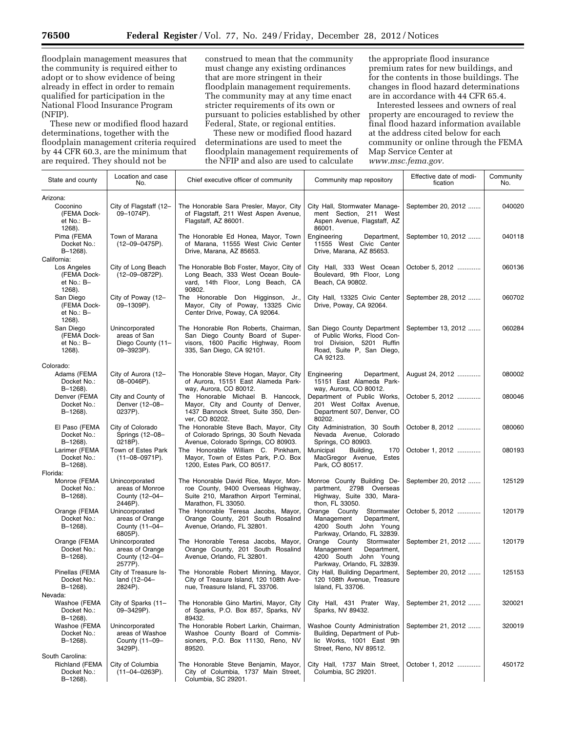floodplain management measures that the community is required either to adopt or to show evidence of being already in effect in order to remain qualified for participation in the National Flood Insurance Program (NFIP).

These new or modified flood hazard determinations, together with the floodplain management criteria required by 44 CFR 60.3, are the minimum that are required. They should not be construed to mean that the community must change any existing ordinances that are more stringent in their floodplain management requirements. The community may at any time enact stricter requirements of its own or pursuant to policies established by other Federal, State, or regional entities.

These new or modified flood hazard determinations are used to meet the floodplain management requirements of the NFIP and also are used to calculate the appropriate flood insurance premium rates for new buildings, and for the contents in those buildings. The changes in flood hazard determinations are in accordance with 44 CFR 65.4.

Interested lessees and owners of real property are encouraged to review the final flood hazard information available at the address cited below for each community or online through the FEMA Map Service Center at *www.msc.fema.gov.*

| State and county | Location and case No. | Chief executive officer of community | Community map repository | Effective date of modification | Community No. |
|---|---|---|---|---|---|
| Arizona: | | | | | |
| Coconino (FEMA Docket No.: B–1268). | City of Flagstaff (12–09–1074P). | The Honorable Sara Presler, Mayor, City of Flagstaff, 211 West Aspen Avenue, Flagstaff, AZ 86001. | City Hall, Stormwater Management Section, 211 West Aspen Avenue, Flagstaff, AZ 86001. | September 20, 2012 | 040020 |
| Pima (FEMA Docket No.: B–1268). | Town of Marana (12–09–0475P). | The Honorable Ed Honea, Mayor, Town of Marana, 11555 West Civic Center Drive, Marana, AZ 85653. | Engineering Department, 11555 West Civic Center Drive, Marana, AZ 85653. | September 10, 2012 | 040118 |
| California: | | | | | |
| Los Angeles (FEMA Docket No.: B–1268). | City of Long Beach (12–09–0872P). | The Honorable Bob Foster, Mayor, City of Long Beach, 333 West Ocean Boulevard, 14th Floor, Long Beach, CA 90802. | City Hall, 333 West Ocean Boulevard, 9th Floor, Long Beach, CA 90802. | October 5, 2012 | 060136 |
| San Diego (FEMA Docket No.: B–1268). | City of Poway (12–09–1309P). | The Honorable Don Higginson, Jr., Mayor, City of Poway, 13325 Civic Center Drive, Poway, CA 92064. | City Hall, 13325 Civic Center Drive, Poway, CA 92064. | September 28, 2012 | 060702 |
| San Diego (FEMA Docket No.: B–1268). | Unincorporated areas of San Diego County (11–09–3923P). | The Honorable Ron Roberts, Chairman, San Diego County Board of Supervisors, 1600 Pacific Highway, Room 335, San Diego, CA 92101. | San Diego County Department of Public Works, Flood Control Division, 5201 Ruffin Road, Suite P, San Diego, CA 92123. | September 13, 2012 | 060284 |
| Colorado: | | | | | |
| Adams (FEMA Docket No.: B–1268). | City of Aurora (12–08–0046P). | The Honorable Steve Hogan, Mayor, City of Aurora, 15151 East Alameda Parkway, Aurora, CO 80012. | Engineering Department, 15151 East Alameda Parkway, Aurora, CO 80012. | August 24, 2012 | 080002 |
| Denver (FEMA Docket No.: B–1268). | City and County of Denver (12–08–0237P). | The Honorable Michael B. Hancock, Mayor, City and County of Denver, 1437 Bannock Street, Suite 350, Denver, CO 80202. | Department of Public Works, 201 West Colfax Avenue, Department 507, Denver, CO 80202. | October 5, 2012 | 080046 |
| El Paso (FEMA Docket No.: B–1268). | City of Colorado Springs (12–08–0218P). | The Honorable Steve Bach, Mayor, City of Colorado Springs, 30 South Nevada Avenue, Colorado Springs, CO 80903. | City Administration, 30 South Nevada Avenue, Colorado Springs, CO 80903. | October 8, 2012 | 080060 |
| Larimer (FEMA Docket No.: B–1268). | Town of Estes Park (11–08–0971P). | The Honorable William C. Pinkham, Mayor, Town of Estes Park, P.O. Box 1200, Estes Park, CO 80517. | Municipal Building, 170 MacGregor Avenue, Estes Park, CO 80517. | October 1, 2012 | 080193 |
| Florida: | | | | | |
| Monroe (FEMA Docket No.: B–1268). | Unincorporated areas of Monroe County (12–04–2446P). | The Honorable David Rice, Mayor, Monroe County, 9400 Overseas Highway, Suite 210, Marathon Airport Terminal, Marathon, FL 33050. | Monroe County Building Department, 2798 Overseas Highway, Suite 330, Marathon, FL 33050. | September 20, 2012 | 125129 |
| Orange (FEMA Docket No.: B–1268). | Unincorporated areas of Orange County (11–04–6805P). | The Honorable Teresa Jacobs, Mayor, Orange County, 201 South Rosalind Avenue, Orlando, FL 32801. | Orange County Stormwater Management Department, 4200 South John Young Parkway, Orlando, FL 32839. | October 5, 2012 | 120179 |
| Orange (FEMA Docket No.: B–1268). | Unincorporated areas of Orange County (12–04–2577P). | The Honorable Teresa Jacobs, Mayor, Orange County, 201 South Rosalind Avenue, Orlando, FL 32801. | Orange County Stormwater Management Department, 4200 South John Young Parkway, Orlando, FL 32839. | September 21, 2012 | 120179 |
| Pinellas (FEMA Docket No.: B–1268). | City of Treasure Island (12–04–2824P). | The Honorable Robert Minning, Mayor, City of Treasure Island, 120 108th Avenue, Treasure Island, FL 33706. | City Hall, Building Department, 120 108th Avenue, Treasure Island, FL 33706. | September 20, 2012 | 125153 |
| Nevada: | | | | | |
| Washoe (FEMA Docket No.: B–1268). | City of Sparks (11–09–3429P). | The Honorable Gino Martini, Mayor, City of Sparks, P.O. Box 857, Sparks, NV 89432. | City Hall, 431 Prater Way, Sparks, NV 89432. | September 21, 2012 | 320021 |
| Washoe (FEMA Docket No.: B–1268). | Unincorporated areas of Washoe County (11–09–3429P). | The Honorable Robert Larkin, Chairman, Washoe County Board of Commissioners, P.O. Box 11130, Reno, NV 89520. | Washoe County Administration Building, Department of Public Works, 1001 East 9th Street, Reno, NV 89512. | September 21, 2012 | 320019 |
| South Carolina: | | | | | |
| Richland (FEMA Docket No.: B–1268). | City of Columbia (11–04–0263P). | The Honorable Steve Benjamin, Mayor, City of Columbia, 1737 Main Street, Columbia, SC 29201. | City Hall, 1737 Main Street, Columbia, SC 29201. | October 1, 2012 | 450172 |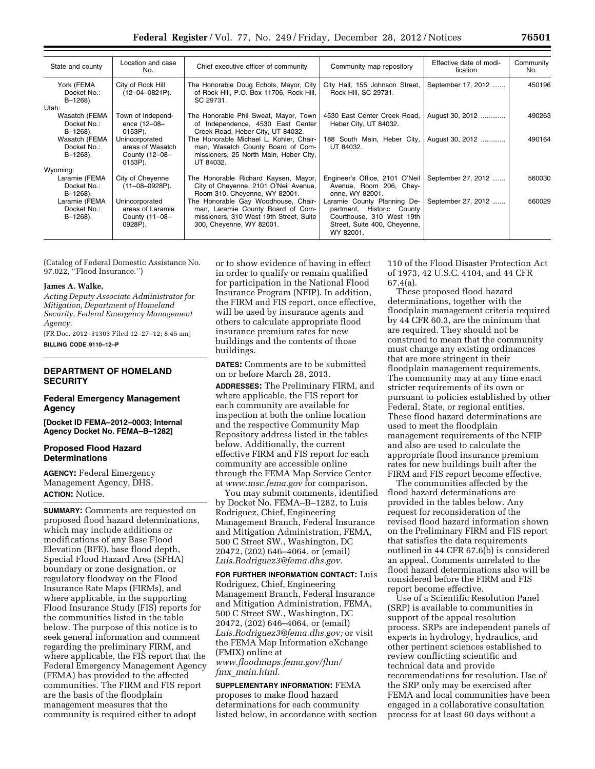| State and county | Location and case No. | Chief executive officer of community | Community map repository | Effective date of modification | Community No. |
|---|---|---|---|---|---|
| York (FEMA Docket No.: B–1268). | City of Rock Hill (12–04–0821P). | The Honorable Doug Echols, Mayor, City of Rock Hill, P.O. Box 11706, Rock Hill, SC 29731. | City Hall, 155 Johnson Street, Rock Hill, SC 29731. | September 17, 2012 | 450196 |
| Utah: | | | | | |
| Wasatch (FEMA Docket No.: B–1268). | Town of Independence (12–08–0153P). | The Honorable Phil Sweat, Mayor, Town of Independence, 4530 East Center Creek Road, Heber City, UT 84032. | 4530 East Center Creek Road, Heber City, UT 84032. | August 30, 2012 | 490263 |
| Wasatch (FEMA Docket No.: B–1268). | Unincorporated areas of Wasatch County (12–08–0153P). | The Honorable Michael L. Kohler, Chairman, Wasatch County Board of Commissioners, 25 North Main, Heber City, UT 84032. | 188 South Main, Heber City, UT 84032. | August 30, 2012 | 490164 |
| Wyoming: | | | | | |
| Laramie (FEMA Docket No.: B–1268). | City of Cheyenne (11–08–0928P). | The Honorable Richard Kaysen, Mayor, City of Cheyenne, 2101 O'Neil Avenue, Room 310, Cheyenne, WY 82001. | Engineer's Office, 2101 O'Neil Avenue, Room 206, Cheyenne, WY 82001. | September 27, 2012 | 560030 |
| Laramie (FEMA Docket No.: B–1268). | Unincorporated areas of Laramie County (11–08–0928P). | The Honorable Gay Woodhouse, Chairman, Laramie County Board of Commissioners, 310 West 19th Street, Suite 300, Cheyenne, WY 82001. | Laramie County Planning Department, Historic County Courthouse, 310 West 19th Street, Suite 400, Cheyenne, WY 82001. | September 27, 2012 | 560029 |

(Catalog of Federal Domestic Assistance No. 97.022, ''Flood Insurance.'')

**James A. Walke,**

*Acting Deputy Associate Administrator for Mitigation, Department of Homeland Security, Federal Emergency Management Agency.*

[FR Doc. 2012–31303 Filed 12–27–12; 8:45 am]

**BILLING CODE 9110–12–P**

## DEPARTMENT OF HOMELAND SECURITY

### Federal Emergency Management Agency

**[Docket ID FEMA–2012–0003; Internal Agency Docket No. FEMA–B–1282]**

### Proposed Flood Hazard Determinations

**AGENCY:** Federal Emergency Management Agency, DHS.

**ACTION:** Notice.

**SUMMARY:** Comments are requested on proposed flood hazard determinations, which may include additions or modifications of any Base Flood Elevation (BFE), base flood depth, Special Flood Hazard Area (SFHA) boundary or zone designation, or regulatory floodway on the Flood Insurance Rate Maps (FIRMs), and where applicable, in the supporting Flood Insurance Study (FIS) reports for the communities listed in the table below. The purpose of this notice is to seek general information and comment regarding the preliminary FIRM, and where applicable, the FIS report that the Federal Emergency Management Agency (FEMA) has provided to the affected communities. The FIRM and FIS report are the basis of the floodplain management measures that the community is required either to adopt or to show evidence of having in effect in order to qualify or remain qualified for participation in the National Flood Insurance Program (NFIP). In addition, the FIRM and FIS report, once effective, will be used by insurance agents and others to calculate appropriate flood insurance premium rates for new buildings and the contents of those buildings.

**DATES:** Comments are to be submitted on or before March 28, 2013.

**ADDRESSES:** The Preliminary FIRM, and where applicable, the FIS report for each community are available for inspection at both the online location and the respective Community Map Repository address listed in the tables below. Additionally, the current effective FIRM and FIS report for each community are accessible online through the FEMA Map Service Center at *www.msc.fema.gov* for comparison.

You may submit comments, identified by Docket No. FEMA–B–1282, to Luis Rodriguez, Chief, Engineering Management Branch, Federal Insurance and Mitigation Administration, FEMA, 500 C Street SW., Washington, DC 20472, (202) 646–4064, or (email) *Luis.Rodriguez3@fema.dhs.gov.*

**FOR FURTHER INFORMATION CONTACT:** Luis Rodriguez, Chief, Engineering Management Branch, Federal Insurance and Mitigation Administration, FEMA, 500 C Street SW., Washington, DC 20472, (202) 646–4064, or (email) *Luis.Rodriguez3@fema.dhs.gov;* or visit the FEMA Map Information eXchange (FMIX) online at *www.floodmaps.fema.gov/fhm/fmx_main.html.*

**SUPPLEMENTARY INFORMATION:** FEMA proposes to make flood hazard determinations for each community listed below, in accordance with section 110 of the Flood Disaster Protection Act of 1973, 42 U.S.C. 4104, and 44 CFR 67.4(a).

These proposed flood hazard determinations, together with the floodplain management criteria required by 44 CFR 60.3, are the minimum that are required. They should not be construed to mean that the community must change any existing ordinances that are more stringent in their floodplain management requirements. The community may at any time enact stricter requirements of its own or pursuant to policies established by other Federal, State, or regional entities. These flood hazard determinations are used to meet the floodplain management requirements of the NFIP and also are used to calculate the appropriate flood insurance premium rates for new buildings built after the FIRM and FIS report become effective.

The communities affected by the flood hazard determinations are provided in the tables below. Any request for reconsideration of the revised flood hazard information shown on the Preliminary FIRM and FIS report that satisfies the data requirements outlined in 44 CFR 67.6(b) is considered an appeal. Comments unrelated to the flood hazard determinations also will be considered before the FIRM and FIS report become effective.

Use of a Scientific Resolution Panel (SRP) is available to communities in support of the appeal resolution process. SRPs are independent panels of experts in hydrology, hydraulics, and other pertinent sciences established to review conflicting scientific and technical data and provide recommendations for resolution. Use of the SRP only may be exercised after FEMA and local communities have been engaged in a collaborative consultation process for at least 60 days without a